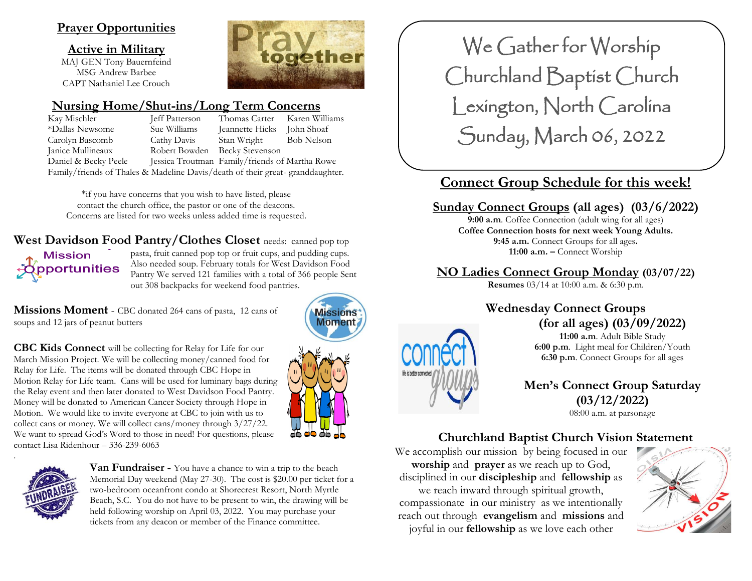# Prayer Opportunities

## Active in Military

MAJ GEN Tony Bauernfeind
MSG Andrew Barbee
CAPT Nathaniel Lee Crouch

## Nursing Home/Shut-ins/Long Term Concerns

| | | | |
|---|---|---|---|
| Kay Mischler | Jeff Patterson | Thomas Carter | Karen Williams |
| *Dallas Newsome | Sue Williams | Jeannette Hicks | John Shoaf |
| Carolyn Bascomb | Cathy Davis | Stan Wright | Bob Nelson |
| Janice Mullineaux | Robert Bowden | Becky Stevenson | |
| Daniel & Becky Peele | Jessica Troutman | Family/friends of Martha Rowe | |

Family/friends of Thales & Madeline Davis/death of their great- granddaughter.

*if you have concerns that you wish to have listed, please contact the church office, the pastor or one of the deacons. Concerns are listed for two weeks unless added time is requested.

**West Davidson Food Pantry/Clothes Closet** needs: canned pop top pasta, fruit canned pop top or fruit cups, and pudding cups. Also needed soup. February totals for West Davidson Food Pantry We served 121 families with a total of 366 people Sent out 308 backpacks for weekend food pantries.

**Missions Moment** - CBC donated 264 cans of pasta, 12 cans of soups and 12 jars of peanut butters

**CBC Kids Connect** will be collecting for Relay for Life for our March Mission Project. We will be collecting money/canned food for Relay for Life. The items will be donated through CBC Hope in Motion Relay for Life team. Cans will be used for luminary bags during the Relay event and then later donated to West Davidson Food Pantry. Money will be donated to American Cancer Society through Hope in Motion. We would like to invite everyone at CBC to join with us to collect cans or money. We will collect cans/money through 3/27/22. We want to spread God's Word to those in need! For questions, please contact Lisa Ridenhour – 336-239-6063

**Van Fundraiser -** You have a chance to win a trip to the beach Memorial Day weekend (May 27-30). The cost is $20.00 per ticket for a two-bedroom oceanfront condo at Shorecrest Resort, North Myrtle Beach, S.C. You do not have to be present to win, the drawing will be held following worship on April 03, 2022. You may purchase your tickets from any deacon or member of the Finance committee.

# We Gather for Worship
# Churchland Baptist Church
# Lexington, North Carolina
# Sunday, March 06, 2022

## Connect Group Schedule for this week!

### Sunday Connect Groups (all ages) (03/6/2022)

**9:00 a.m**. Coffee Connection (adult wing for all ages)
**Coffee Connection hosts for next week Young Adults.**
**9:45 a.m.** Connect Groups for all ages**.**
**11:00 a.m. –** Connect Worship

### NO Ladies Connect Group Monday (03/07/22)

**Resumes** 03/14 at 10:00 a.m. & 6:30 p.m.

### Wednesday Connect Groups (for all ages) (03/09/2022)

**11:00 a.m**. Adult Bible Study
**6:00 p.m**. Light meal for Children/Youth
**6:30 p.m**. Connect Groups for all ages

### Men's Connect Group Saturday (03/12/2022)

08:00 a.m. at parsonage

### Churchland Baptist Church Vision Statement

We accomplish our mission by being focused in our **worship** and **prayer** as we reach up to God, disciplined in our **discipleship** and **fellowship** as we reach inward through spiritual growth, compassionate in our ministry as we intentionally reach out through **evangelism** and **missions** and joyful in our **fellowship** as we love each other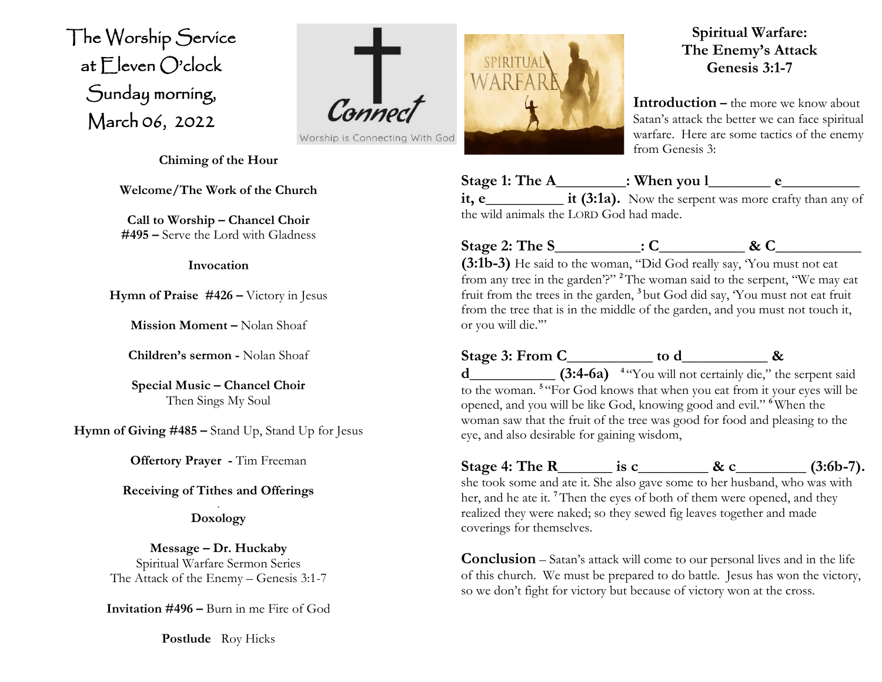# The Worship Service at Eleven O'clock Sunday morning, March 06, 2022

Connect

Worship is Connecting With God

**Chiming of the Hour**

**Welcome/The Work of the Church**

**Call to Worship – Chancel Choir**
**#495 –** Serve the Lord with Gladness

**Invocation**

**Hymn of Praise #426 –** Victory in Jesus

**Mission Moment –** Nolan Shoaf

**Children's sermon -** Nolan Shoaf

**Special Music – Chancel Choir**
Then Sings My Soul

**Hymn of Giving #485 –** Stand Up, Stand Up for Jesus

**Offertory Prayer -** Tim Freeman

**Receiving of Tithes and Offerings**

**Doxology**

**Message – Dr. Huckaby**
Spiritual Warfare Sermon Series
The Attack of the Enemy – Genesis 3:1-7

**Invitation #496 –** Burn in me Fire of God

**Postlude** Roy Hicks

SPIRITUAL WARFARE

## Spiritual Warfare: The Enemy's Attack Genesis 3:1-7

**Introduction –** the more we know about Satan's attack the better we can face spiritual warfare. Here are some tactics of the enemy from Genesis 3:

**Stage 1: The A_________: When you l________ e__________ it, e__________ it (3:1a).** Now the serpent was more crafty than any of the wild animals the LORD God had made.

**Stage 2: The S___________: C___________ & C___________ (3:1b-3)** He said to the woman, "Did God really say, 'You must not eat from any tree in the garden'?" [2] The woman said to the serpent, "We may eat fruit from the trees in the garden, [3] but God did say, 'You must not eat fruit from the tree that is in the middle of the garden, and you must not touch it, or you will die.'"

**Stage 3: From C___________ to d___________ & d___________ (3:4-6a)** [4] "You will not certainly die," the serpent said to the woman. [5] "For God knows that when you eat from it your eyes will be opened, and you will be like God, knowing good and evil." [6] When the woman saw that the fruit of the tree was good for food and pleasing to the eye, and also desirable for gaining wisdom,

**Stage 4: The R_______ is c_________ & c_________ (3:6b-7).** she took some and ate it. She also gave some to her husband, who was with her, and he ate it. [7] Then the eyes of both of them were opened, and they realized they were naked; so they sewed fig leaves together and made coverings for themselves.

**Conclusion** – Satan's attack will come to our personal lives and in the life of this church. We must be prepared to do battle. Jesus has won the victory, so we don't fight for victory but because of victory won at the cross.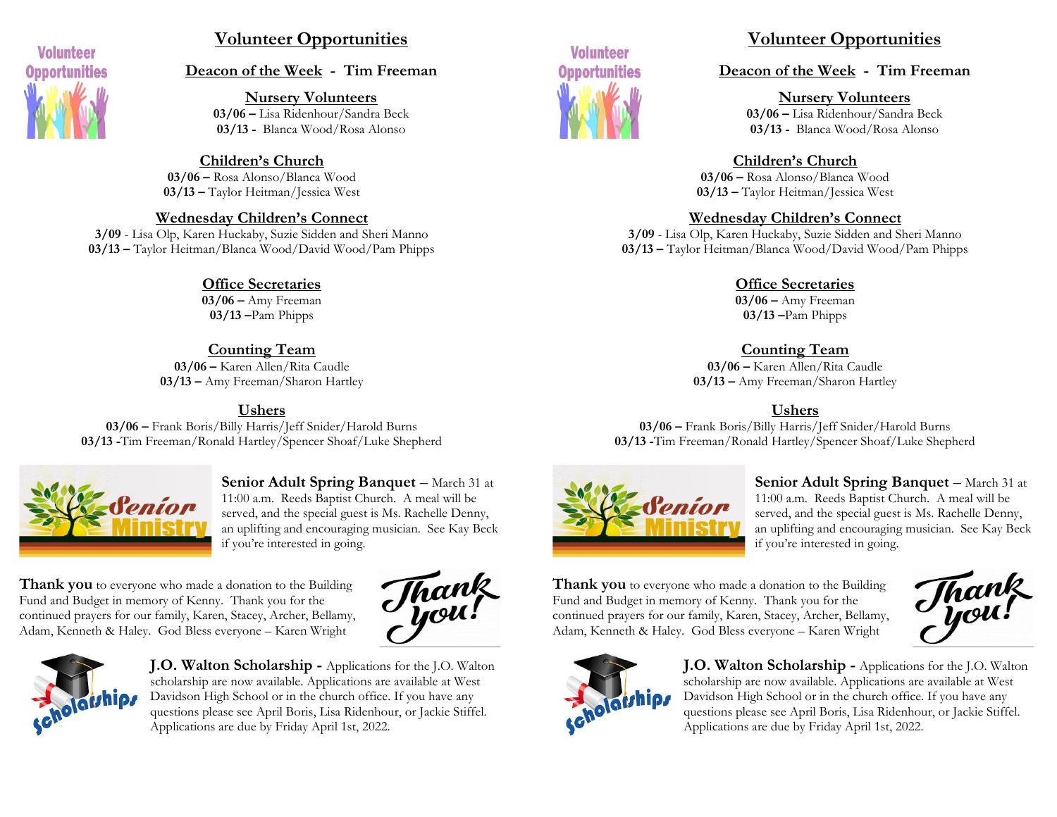# Volunteer Opportunities

## Deacon of the Week - Tim Freeman

### Nursery Volunteers

**03/06 –** Lisa Ridenhour/Sandra Beck
**03/13 -** Blanca Wood/Rosa Alonso

### Children's Church

**03/06 –** Rosa Alonso/Blanca Wood
**03/13 –** Taylor Heitman/Jessica West

### Wednesday Children's Connect

**3/09** - Lisa Olp, Karen Huckaby, Suzie Sidden and Sheri Manno
**03/13 –** Taylor Heitman/Blanca Wood/David Wood/Pam Phipps

### Office Secretaries

**03/06 –** Amy Freeman
**03/13 –**Pam Phipps

### Counting Team

**03/06 –** Karen Allen/Rita Caudle
**03/13 –** Amy Freeman/Sharon Hartley

### Ushers

**03/06 –** Frank Boris/Billy Harris/Jeff Snider/Harold Burns
**03/13 -**Tim Freeman/Ronald Hartley/Spencer Shoaf/Luke Shepherd

**Senior Adult Spring Banquet** – March 31 at 11:00 a.m. Reeds Baptist Church. A meal will be served, and the special guest is Ms. Rachelle Denny, an uplifting and encouraging musician. See Kay Beck if you're interested in going.

**Thank you** to everyone who made a donation to the Building Fund and Budget in memory of Kenny. Thank you for the continued prayers for our family, Karen, Stacey, Archer, Bellamy, Adam, Kenneth & Haley. God Bless everyone – Karen Wright

**J.O. Walton Scholarship -** Applications for the J.O. Walton scholarship are now available. Applications are available at West Davidson High School or in the church office. If you have any questions please see April Boris, Lisa Ridenhour, or Jackie Stiffel. Applications are due by Friday April 1st, 2022.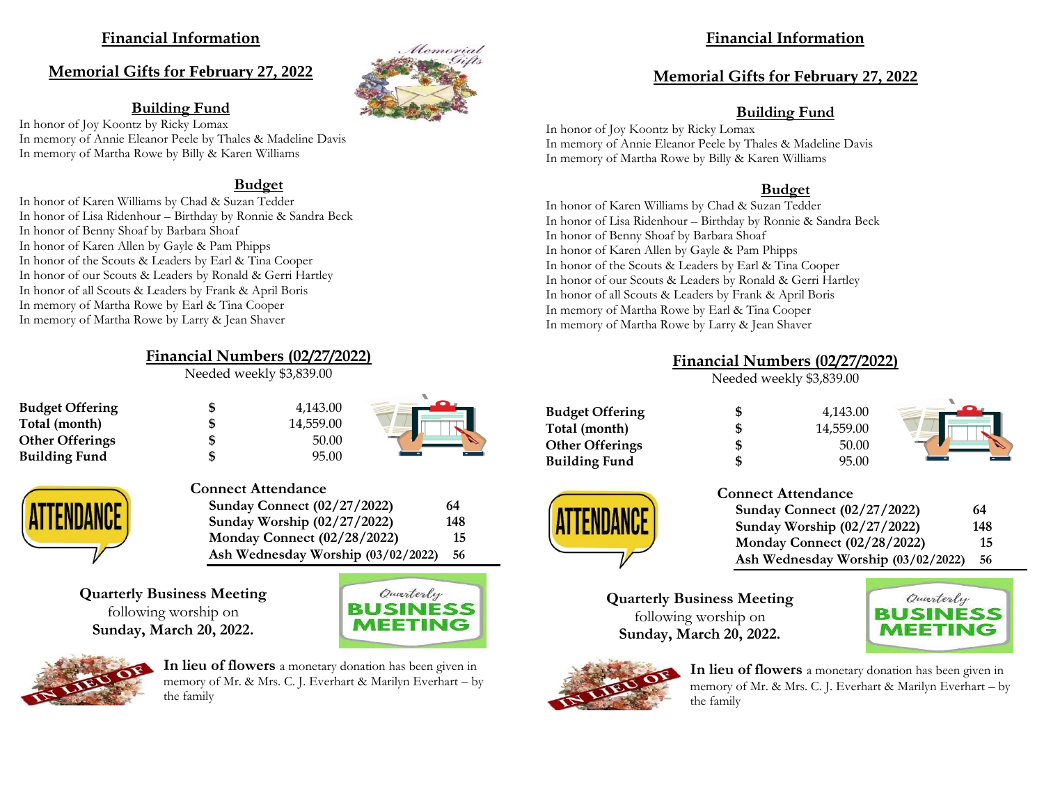## Financial Information

### Memorial Gifts for February 27, 2022

#### Building Fund

In honor of Joy Koontz by Ricky Lomax
In memory of Annie Eleanor Peele by Thales & Madeline Davis
In memory of Martha Rowe by Billy & Karen Williams

#### Budget

In honor of Karen Williams by Chad & Suzan Tedder
In honor of Lisa Ridenhour – Birthday by Ronnie & Sandra Beck
In honor of Benny Shoaf by Barbara Shoaf
In honor of Karen Allen by Gayle & Pam Phipps
In honor of the Scouts & Leaders by Earl & Tina Cooper
In honor of our Scouts & Leaders by Ronald & Gerri Hartley
In honor of all Scouts & Leaders by Frank & April Boris
In memory of Martha Rowe by Earl & Tina Cooper
In memory of Martha Rowe by Larry & Jean Shaver

### Financial Numbers (02/27/2022)

Needed weekly $3,839.00

| | | |
|---|---|---|
| **Budget Offering** | **$** | 4,143.00 |
| **Total (month)** | **$** | 14,559.00 |
| **Other Offerings** | **$** | 50.00 |
| **Building Fund** | **$** | 95.00 |

**Connect Attendance**

| | |
|---|---|
| **Sunday Connect (02/27/2022)** | **64** |
| **Sunday Worship (02/27/2022)** | **148** |
| **Monday Connect (02/28/2022)** | **15** |
| **Ash Wednesday Worship (03/02/2022)** | **56** |

**Quarterly Business Meeting**
following worship on
**Sunday, March 20, 2022.**

**In lieu of flowers** a monetary donation has been given in memory of Mr. & Mrs. C. J. Everhart & Marilyn Everhart – by the family

## Financial Information

### Memorial Gifts for February 27, 2022

#### Building Fund

In honor of Joy Koontz by Ricky Lomax
In memory of Annie Eleanor Peele by Thales & Madeline Davis
In memory of Martha Rowe by Billy & Karen Williams

#### Budget

In honor of Karen Williams by Chad & Suzan Tedder
In honor of Lisa Ridenhour – Birthday by Ronnie & Sandra Beck
In honor of Benny Shoaf by Barbara Shoaf
In honor of Karen Allen by Gayle & Pam Phipps
In honor of the Scouts & Leaders by Earl & Tina Cooper
In honor of our Scouts & Leaders by Ronald & Gerri Hartley
In honor of all Scouts & Leaders by Frank & April Boris
In memory of Martha Rowe by Earl & Tina Cooper
In memory of Martha Rowe by Larry & Jean Shaver

### Financial Numbers (02/27/2022)

Needed weekly $3,839.00

| | | |
|---|---|---|
| **Budget Offering** | **$** | 4,143.00 |
| **Total (month)** | **$** | 14,559.00 |
| **Other Offerings** | **$** | 50.00 |
| **Building Fund** | **$** | 95.00 |

**Connect Attendance**

| | |
|---|---|
| **Sunday Connect (02/27/2022)** | **64** |
| **Sunday Worship (02/27/2022)** | **148** |
| **Monday Connect (02/28/2022)** | **15** |
| **Ash Wednesday Worship (03/02/2022)** | **56** |

**Quarterly Business Meeting**
following worship on
**Sunday, March 20, 2022.**

**In lieu of flowers** a monetary donation has been given in memory of Mr. & Mrs. C. J. Everhart & Marilyn Everhart – by the family